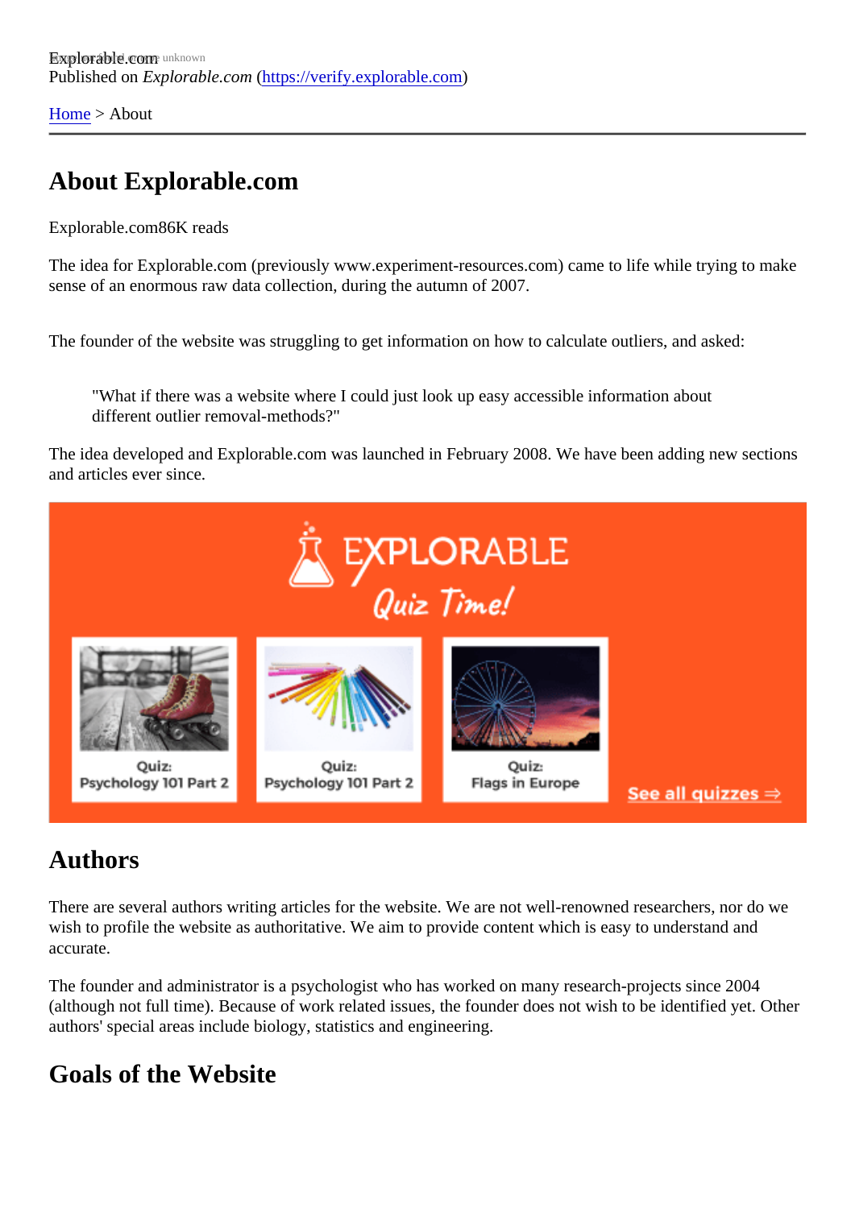Explorable.com
Published on *Explorable.com* (https://verify.explorable.com)

Home > About

# About Explorable.com

Explorable.com86K reads

The idea for Explorable.com (previously www.experiment-resources.com) came to life while trying to make sense of an enormous raw data collection, during the autumn of 2007.

The founder of the website was struggling to get information on how to calculate outliers, and asked:

> "What if there was a website where I could just look up easy accessible information about different outlier removal-methods?"

The idea developed and Explorable.com was launched in February 2008. We have been adding new sections and articles ever since.

## Authors

There are several authors writing articles for the website. We are not well-renowned researchers, nor do we wish to profile the website as authoritative. We aim to provide content which is easy to understand and accurate.

The founder and administrator is a psychologist who has worked on many research-projects since 2004 (although not full time). Because of work related issues, the founder does not wish to be identified yet. Other authors' special areas include biology, statistics and engineering.

## Goals of the Website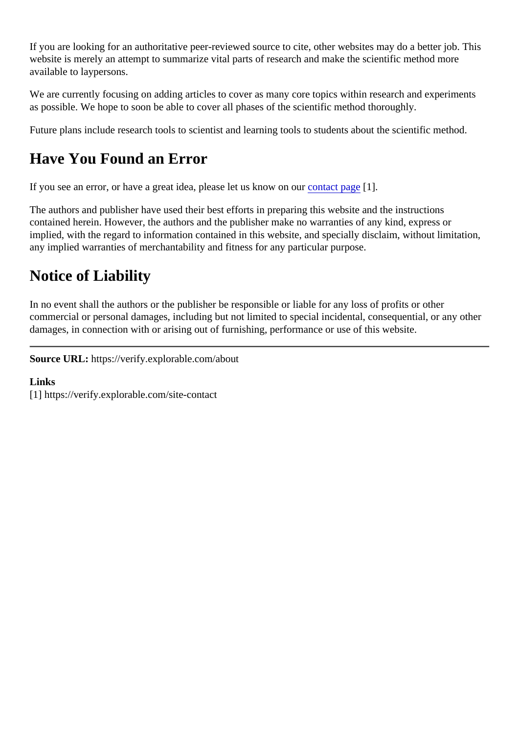If you are looking for an authoritative peer-reviewed source to cite, other websites may do a better job. This website is merely an attempt to summarize vital parts of research and make the scientific method more available to laypersons.

We are currently focusing on adding articles to cover as many core topics within research and experiments as possible. We hope to soon be able to cover all phases of the scientific method thoroughly.

Future plans include research tools to scientist and learning tools to students about the scientific method.

## Have You Found an Error

If you see an error, or have a great idea, please let us know on our contact page [1].

The authors and publisher have used their best efforts in preparing this website and the instructions contained herein. However, the authors and the publisher make no warranties of any kind, express or implied, with the regard to information contained in this website, and specially disclaim, without limitation, any implied warranties of merchantability and fitness for any particular purpose.

## Notice of Liability

In no event shall the authors or the publisher be responsible or liable for any loss of profits or other commercial or personal damages, including but not limited to special incidental, consequential, or any other damages, in connection with or arising out of furnishing, performance or use of this website.

---

**Source URL:** https://verify.explorable.com/about

**Links**
[1] https://verify.explorable.com/site-contact